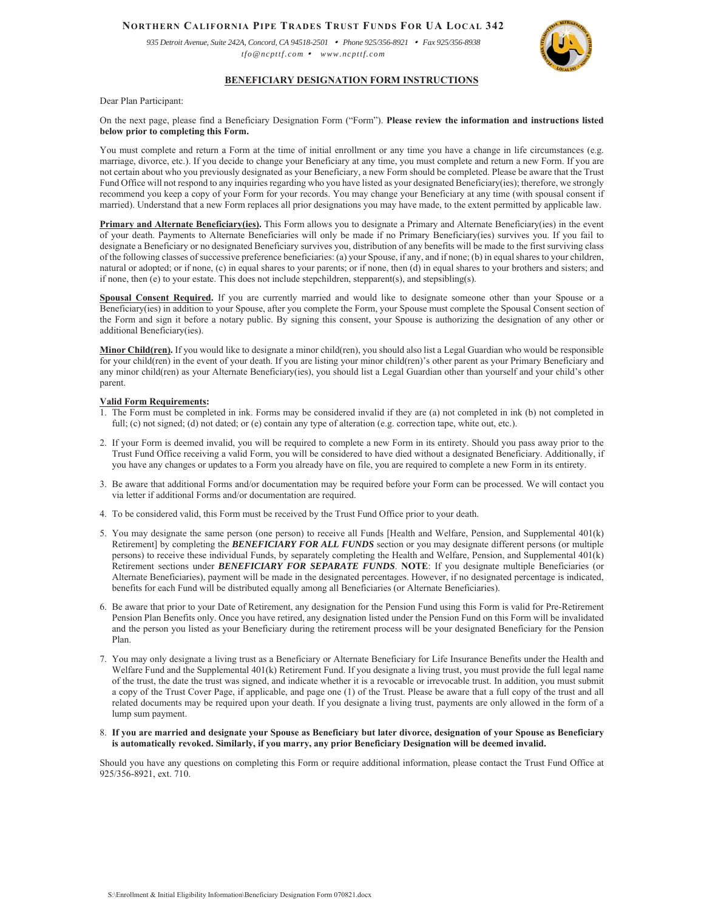# Northern California Pipe Trades Trust Funds For UA Local 342

*935 Detroit Avenue, Suite 242A, Concord, CA 94518-2501 • Phone 925/356-8921 • Fax 925/356-8938*
*tfo@ncpttf.com • www.ncpttf.com*

## BENEFICIARY DESIGNATION FORM INSTRUCTIONS

Dear Plan Participant:

On the next page, please find a Beneficiary Designation Form ("Form"). **Please review the information and instructions listed below prior to completing this Form.**

You must complete and return a Form at the time of initial enrollment or any time you have a change in life circumstances (e.g. marriage, divorce, etc.). If you decide to change your Beneficiary at any time, you must complete and return a new Form. If you are not certain about who you previously designated as your Beneficiary, a new Form should be completed. Please be aware that the Trust Fund Office will not respond to any inquiries regarding who you have listed as your designated Beneficiary(ies); therefore, we strongly recommend you keep a copy of your Form for your records. You may change your Beneficiary at any time (with spousal consent if married). Understand that a new Form replaces all prior designations you may have made, to the extent permitted by applicable law.

**Primary and Alternate Beneficiary(ies).** This Form allows you to designate a Primary and Alternate Beneficiary(ies) in the event of your death. Payments to Alternate Beneficiaries will only be made if no Primary Beneficiary(ies) survives you. If you fail to designate a Beneficiary or no designated Beneficiary survives you, distribution of any benefits will be made to the first surviving class of the following classes of successive preference beneficiaries: (a) your Spouse, if any, and if none; (b) in equal shares to your children, natural or adopted; or if none, (c) in equal shares to your parents; or if none, then (d) in equal shares to your brothers and sisters; and if none, then (e) to your estate. This does not include stepchildren, stepparent(s), and stepsibling(s).

**Spousal Consent Required.** If you are currently married and would like to designate someone other than your Spouse or a Beneficiary(ies) in addition to your Spouse, after you complete the Form, your Spouse must complete the Spousal Consent section of the Form and sign it before a notary public. By signing this consent, your Spouse is authorizing the designation of any other or additional Beneficiary(ies).

**Minor Child(ren).** If you would like to designate a minor child(ren), you should also list a Legal Guardian who would be responsible for your child(ren) in the event of your death. If you are listing your minor child(ren)'s other parent as your Primary Beneficiary and any minor child(ren) as your Alternate Beneficiary(ies), you should list a Legal Guardian other than yourself and your child's other parent.

**Valid Form Requirements:**

1. The Form must be completed in ink. Forms may be considered invalid if they are (a) not completed in ink (b) not completed in full; (c) not signed; (d) not dated; or (e) contain any type of alteration (e.g. correction tape, white out, etc.).
2. If your Form is deemed invalid, you will be required to complete a new Form in its entirety. Should you pass away prior to the Trust Fund Office receiving a valid Form, you will be considered to have died without a designated Beneficiary. Additionally, if you have any changes or updates to a Form you already have on file, you are required to complete a new Form in its entirety.
3. Be aware that additional Forms and/or documentation may be required before your Form can be processed. We will contact you via letter if additional Forms and/or documentation are required.
4. To be considered valid, this Form must be received by the Trust Fund Office prior to your death.
5. You may designate the same person (one person) to receive all Funds [Health and Welfare, Pension, and Supplemental 401(k) Retirement] by completing the ***BENEFICIARY FOR ALL FUNDS*** section or you may designate different persons (or multiple persons) to receive these individual Funds, by separately completing the Health and Welfare, Pension, and Supplemental 401(k) Retirement sections under ***BENEFICIARY FOR SEPARATE FUNDS***. **NOTE**: If you designate multiple Beneficiaries (or Alternate Beneficiaries), payment will be made in the designated percentages. However, if no designated percentage is indicated, benefits for each Fund will be distributed equally among all Beneficiaries (or Alternate Beneficiaries).
6. Be aware that prior to your Date of Retirement, any designation for the Pension Fund using this Form is valid for Pre-Retirement Pension Plan Benefits only. Once you have retired, any designation listed under the Pension Fund on this Form will be invalidated and the person you listed as your Beneficiary during the retirement process will be your designated Beneficiary for the Pension Plan.
7. You may only designate a living trust as a Beneficiary or Alternate Beneficiary for Life Insurance Benefits under the Health and Welfare Fund and the Supplemental 401(k) Retirement Fund. If you designate a living trust, you must provide the full legal name of the trust, the date the trust was signed, and indicate whether it is a revocable or irrevocable trust. In addition, you must submit a copy of the Trust Cover Page, if applicable, and page one (1) of the Trust. Please be aware that a full copy of the trust and all related documents may be required upon your death. If you designate a living trust, payments are only allowed in the form of a lump sum payment.
8. **If you are married and designate your Spouse as Beneficiary but later divorce, designation of your Spouse as Beneficiary is automatically revoked. Similarly, if you marry, any prior Beneficiary Designation will be deemed invalid.**

Should you have any questions on completing this Form or require additional information, please contact the Trust Fund Office at 925/356-8921, ext. 710.

S:\Enrollment & Initial Eligibility Information\Beneficiary Designation Form 070821.docx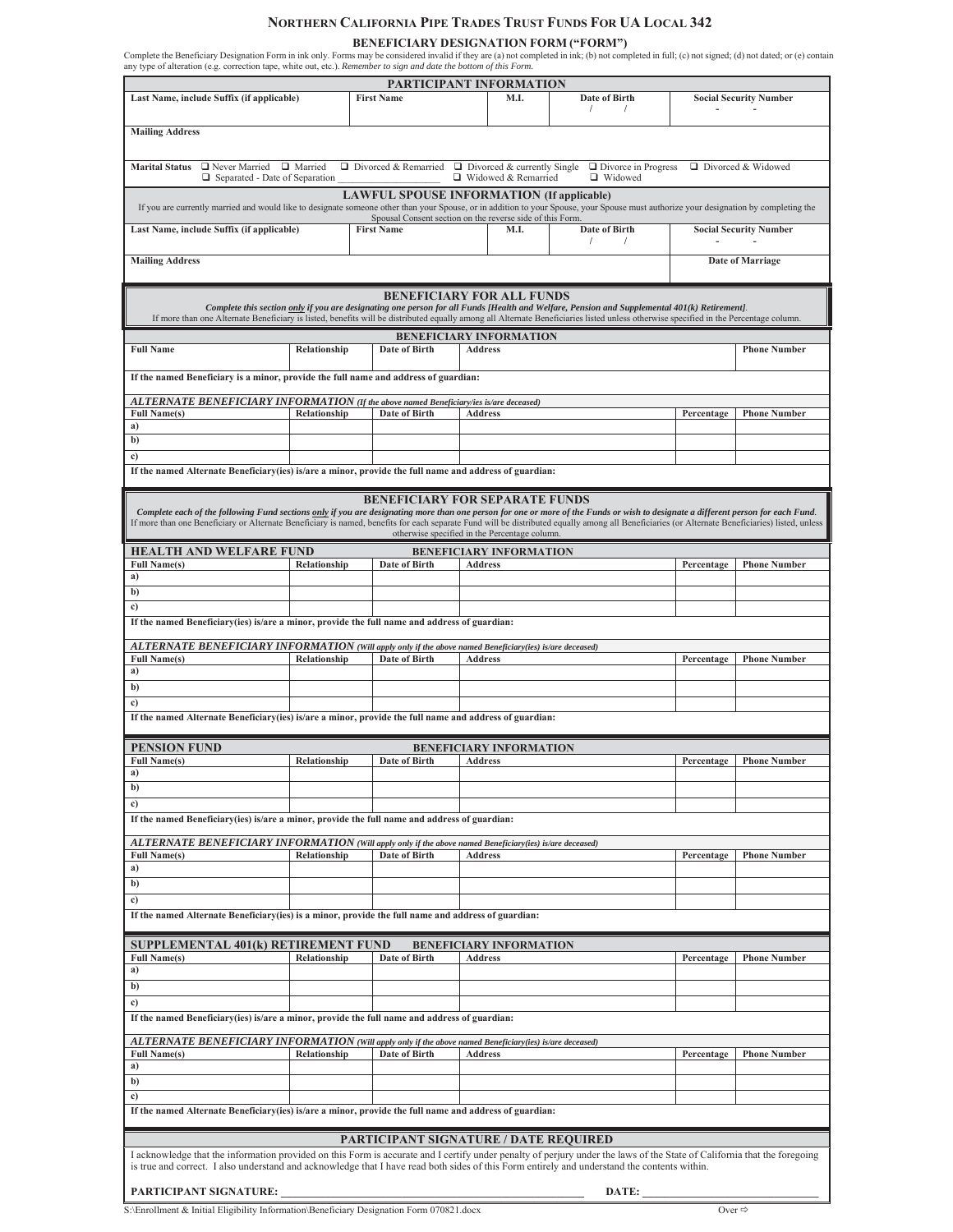# NORTHERN CALIFORNIA PIPE TRADES TRUST FUNDS FOR UA LOCAL 342

## BENEFICIARY DESIGNATION FORM ("FORM")

Complete the Beneficiary Designation Form in ink only. Forms may be considered invalid if they are (a) not completed in ink; (b) not completed in full; (c) not signed; (d) not dated; or (e) contain any type of alteration (e.g. correction tape, white out, etc.). *Remember to sign and date the bottom of this Form.*

### PARTICIPANT INFORMATION

| Last Name, include Suffix (if applicable) | First Name | M.I. | Date of Birth | Social Security Number |
|---|---|---|---|---|
| | | | / / | - - |

**Mailing Address**

**Marital Status** ☐ Never Married ☐ Married ☐ Divorced & Remarried ☐ Divorced & currently Single ☐ Divorce in Progress ☐ Divorced & Widowed ☐ Separated - Date of Separation ____________ ☐ Widowed & Remarried ☐ Widowed

### LAWFUL SPOUSE INFORMATION (If applicable)

If you are currently married and would like to designate someone other than your Spouse, or in addition to your Spouse, your Spouse must authorize your designation by completing the Spousal Consent section on the reverse side of this Form.

| Last Name, include Suffix (if applicable) | First Name | M.I. | Date of Birth | Social Security Number |
|---|---|---|---|---|
| | | | / / | - - |

| Mailing Address | Date of Marriage |
|---|---|
| | |

### BENEFICIARY FOR ALL FUNDS

***Complete this section only if you are designating one person for all Funds [Health and Welfare, Pension and Supplemental 401(k) Retirement].***

If more than one Alternate Beneficiary is listed, benefits will be distributed equally among all Alternate Beneficiaries listed unless otherwise specified in the Percentage column.

#### BENEFICIARY INFORMATION

| Full Name | Relationship | Date of Birth | Address | Phone Number |
|---|---|---|---|---|
| | | | | |

**If the named Beneficiary is a minor, provide the full name and address of guardian:**

***ALTERNATE BENEFICIARY INFORMATION** (If the above named Beneficiary/ies is/are deceased)*

| Full Name(s) | Relationship | Date of Birth | Address | Percentage | Phone Number |
|---|---|---|---|---|---|
| a) | | | | | |
| b) | | | | | |
| c) | | | | | |

**If the named Alternate Beneficiary(ies) is/are a minor, provide the full name and address of guardian:**

### BENEFICIARY FOR SEPARATE FUNDS

***Complete each of the following Fund sections only if you are designating more than one person for one or more of the Funds or wish to designate a different person for each Fund.***

If more than one Beneficiary or Alternate Beneficiary is named, benefits for each separate Fund will be distributed equally among all Beneficiaries (or Alternate Beneficiaries) listed, unless otherwise specified in the Percentage column.

#### HEALTH AND WELFARE FUND — BENEFICIARY INFORMATION

| Full Name(s) | Relationship | Date of Birth | Address | Percentage | Phone Number |
|---|---|---|---|---|---|
| a) | | | | | |
| b) | | | | | |
| c) | | | | | |

**If the named Beneficiary(ies) is/are a minor, provide the full name and address of guardian:**

***ALTERNATE BENEFICIARY INFORMATION** (Will apply only if the above named Beneficiary(ies) is/are deceased)*

| Full Name(s) | Relationship | Date of Birth | Address | Percentage | Phone Number |
|---|---|---|---|---|---|
| a) | | | | | |
| b) | | | | | |
| c) | | | | | |

**If the named Alternate Beneficiary(ies) is/are a minor, provide the full name and address of guardian:**

#### PENSION FUND — BENEFICIARY INFORMATION

| Full Name(s) | Relationship | Date of Birth | Address | Percentage | Phone Number |
|---|---|---|---|---|---|
| a) | | | | | |
| b) | | | | | |
| c) | | | | | |

**If the named Beneficiary(ies) is/are a minor, provide the full name and address of guardian:**

***ALTERNATE BENEFICIARY INFORMATION** (Will apply only if the above named Beneficiary(ies) is/are deceased)*

| Full Name(s) | Relationship | Date of Birth | Address | Percentage | Phone Number |
|---|---|---|---|---|---|
| a) | | | | | |
| b) | | | | | |
| c) | | | | | |

**If the named Alternate Beneficiary(ies) is a minor, provide the full name and address of guardian:**

#### SUPPLEMENTAL 401(k) RETIREMENT FUND — BENEFICIARY INFORMATION

| Full Name(s) | Relationship | Date of Birth | Address | Percentage | Phone Number |
|---|---|---|---|---|---|
| a) | | | | | |
| b) | | | | | |
| c) | | | | | |

**If the named Beneficiary(ies) is/are a minor, provide the full name and address of guardian:**

***ALTERNATE BENEFICIARY INFORMATION** (Will apply only if the above named Beneficiary(ies) is/are deceased)*

| Full Name(s) | Relationship | Date of Birth | Address | Percentage | Phone Number |
|---|---|---|---|---|---|
| a) | | | | | |
| b) | | | | | |
| c) | | | | | |

**If the named Alternate Beneficiary(ies) is/are a minor, provide the full name and address of guardian:**

### PARTICIPANT SIGNATURE / DATE REQUIRED

I acknowledge that the information provided on this Form is accurate and I certify under penalty of perjury under the laws of the State of California that the foregoing is true and correct. I also understand and acknowledge that I have read both sides of this Form entirely and understand the contents within.

**PARTICIPANT SIGNATURE:** ______________________________ **DATE:** ______________

S:\Enrollment & Initial Eligibility Information\Beneficiary Designation Form 070821.docx — Over ⇨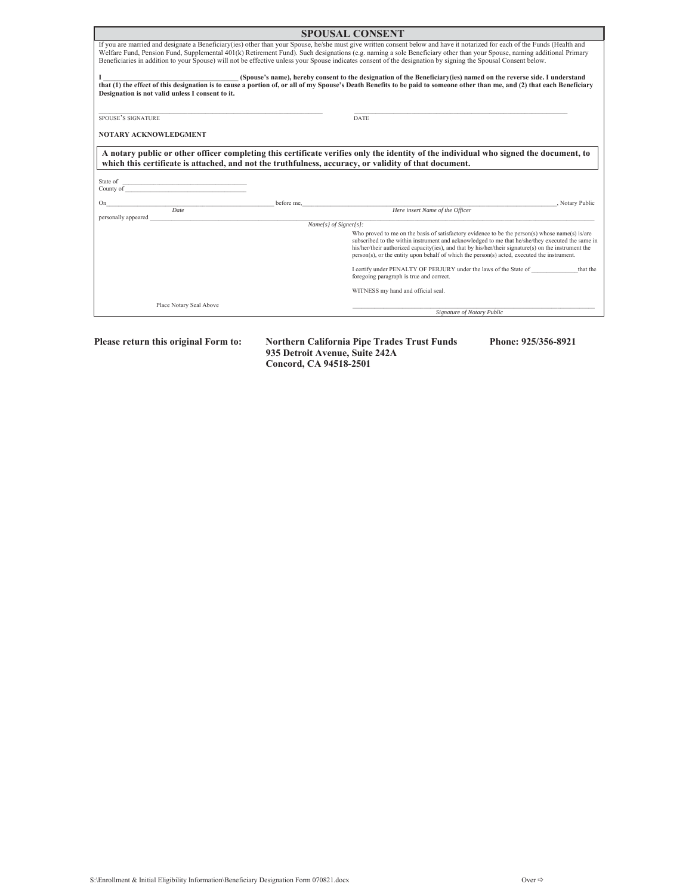## SPOUSAL CONSENT

If you are married and designate a Beneficiary(ies) other than your Spouse, he/she must give written consent below and have it notarized for each of the Funds (Health and Welfare Fund, Pension Fund, Supplemental 401(k) Retirement Fund). Such designations (e.g. naming a sole Beneficiary other than your Spouse, naming additional Primary Beneficiaries in addition to your Spouse) will not be effective unless your Spouse indicates consent of the designation by signing the Spousal Consent below.

**I \_\_\_\_\_\_\_\_\_\_\_\_\_\_\_\_\_\_\_\_\_\_\_\_\_\_\_\_\_\_\_\_\_\_ (Spouse's name), hereby consent to the designation of the Beneficiary(ies) named on the reverse side. I understand that (1) the effect of this designation is to cause a portion of, or all of my Spouse's Death Benefits to be paid to someone other than me, and (2) that each Beneficiary Designation is not valid unless I consent to it.**

\_\_\_\_\_\_\_\_\_\_\_\_\_\_\_\_\_\_\_\_\_\_\_\_\_\_\_\_\_\_\_\_\_\_\_\_\_\_\_\_\_\_ \_\_\_\_\_\_\_\_\_\_\_\_\_\_\_\_\_\_\_\_\_\_\_\_\_\_\_\_\_\_\_\_\_\_\_\_\_\_\_\_\_\_

SPOUSE'S SIGNATURE DATE

**NOTARY ACKNOWLEDGMENT**

**A notary public or other officer completing this certificate verifies only the identity of the individual who signed the document, to which this certificate is attached, and not the truthfulness, accuracy, or validity of that document.**

State of \_\_\_\_\_\_\_\_\_\_\_\_\_\_\_\_\_\_\_\_\_\_\_\_\_\_\_\_\_\_\_\_\_\_\_\_\_\_

County of \_\_\_\_\_\_\_\_\_\_\_\_\_\_\_\_\_\_\_\_\_\_\_\_\_\_\_\_\_\_\_\_\_\_\_\_\_\_

On\_\_\_\_\_\_\_\_\_\_\_\_\_\_\_\_\_\_\_\_\_\_\_\_\_\_\_\_\_\_\_\_\_\_\_\_\_\_\_\_ before me,\_\_\_\_\_\_\_\_\_\_\_\_\_\_\_\_\_\_\_\_\_\_\_\_\_\_\_\_\_\_\_\_\_\_\_\_\_\_\_\_\_\_\_\_\_\_\_\_, Notary Public

*Date* *Here insert Name of the Officer*

personally appeared \_\_\_\_\_\_\_\_\_\_\_\_\_\_\_\_\_\_\_\_\_\_\_\_\_\_\_\_\_\_\_\_\_\_\_\_\_\_\_\_\_\_\_\_\_\_\_\_\_\_\_\_\_\_\_\_\_\_\_\_\_\_\_\_\_\_\_\_\_\_\_\_

*Name{s} of Signer{s}:*

Who proved to me on the basis of satisfactory evidence to be the person(s) whose name(s) is/are subscribed to the within instrument and acknowledged to me that he/she/they executed the same in his/her/their authorized capacity(ies), and that by his/her/their signature(s) on the instrument the person(s), or the entity upon behalf of which the person(s) acted, executed the instrument.

I certify under PENALTY OF PERJURY under the laws of the State of \_\_\_\_\_\_\_\_\_\_\_\_\_\_that the foregoing paragraph is true and correct.

WITNESS my hand and official seal.

Place Notary Seal Above

\_\_\_\_\_\_\_\_\_\_\_\_\_\_\_\_\_\_\_\_\_\_\_\_\_\_\_\_\_\_\_\_\_\_\_\_\_\_\_\_\_\_\_\_\_\_\_\_\_\_

*Signature of Notary Public*

**Please return this original Form to:**

**Northern California Pipe Trades Trust Funds**
**935 Detroit Avenue, Suite 242A**
**Concord, CA 94518-2501**

**Phone: 925/356-8921**

S:\Enrollment & Initial Eligibility Information\Beneficiary Designation Form 070821.docx

Over ⇨